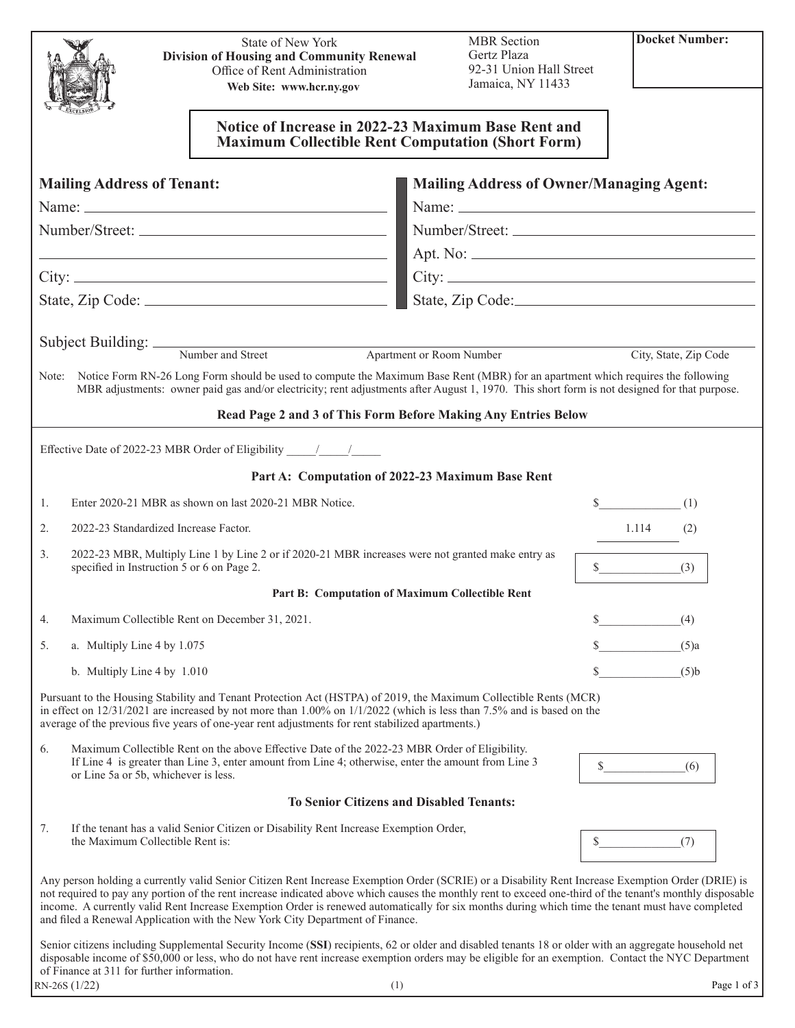State of New York
**Division of Housing and Community Renewal**
Office of Rent Administration
**Web Site: www.hcr.ny.gov**

MBR Section
Gertz Plaza
92-31 Union Hall Street
Jamaica, NY 11433

**Docket Number:**

## Notice of Increase in 2022-23 Maximum Base Rent and Maximum Collectible Rent Computation (Short Form)

| **Mailing Address of Tenant:** | **Mailing Address of Owner/Managing Agent:** |
|---|---|
| Name: ______________________ | Name: ______________________ |
| Number/Street: ______________________ | Number/Street: ______________________ |
| ______________________ | Apt. No: ______________________ |
| City: ______________________ | City: ______________________ |
| State, Zip Code: ______________________ | State, Zip Code: ______________________ |

Subject Building: ______________________________________________
Number and Street — Apartment or Room Number — City, State, Zip Code

Note: Notice Form RN-26 Long Form should be used to compute the Maximum Base Rent (MBR) for an apartment which requires the following MBR adjustments: owner paid gas and/or electricity; rent adjustments after August 1, 1970. This short form is not designed for that purpose.

**Read Page 2 and 3 of This Form Before Making Any Entries Below**

Effective Date of 2022-23 MBR Order of Eligibility _____/_____/_____

### Part A: Computation of 2022-23 Maximum Base Rent

1. Enter 2020-21 MBR as shown on last 2020-21 MBR Notice. $____________ (1)
2. 2022-23 Standardized Increase Factor. 1.114 (2)
3. 2022-23 MBR, Multiply Line 1 by Line 2 or if 2020-21 MBR increases were not granted make entry as specified in Instruction 5 or 6 on Page 2. $____________ (3)

### Part B: Computation of Maximum Collectible Rent

4. Maximum Collectible Rent on December 31, 2021. $____________ (4)
5. a. Multiply Line 4 by 1.075 $____________ (5)a

   b. Multiply Line 4 by 1.010 $____________ (5)b

Pursuant to the Housing Stability and Tenant Protection Act (HSTPA) of 2019, the Maximum Collectible Rents (MCR) in effect on 12/31/2021 are increased by not more than 1.00% on 1/1/2022 (which is less than 7.5% and is based on the average of the previous five years of one-year rent adjustments for rent stabilized apartments.)

6. Maximum Collectible Rent on the above Effective Date of the 2022-23 MBR Order of Eligibility. If Line 4 is greater than Line 3, enter amount from Line 4; otherwise, enter the amount from Line 3 or Line 5a or 5b, whichever is less. $____________ (6)

### To Senior Citizens and Disabled Tenants:

7. If the tenant has a valid Senior Citizen or Disability Rent Increase Exemption Order, the Maximum Collectible Rent is: $____________ (7)

Any person holding a currently valid Senior Citizen Rent Increase Exemption Order (SCRIE) or a Disability Rent Increase Exemption Order (DRIE) is not required to pay any portion of the rent increase indicated above which causes the monthly rent to exceed one-third of the tenant's monthly disposable income. A currently valid Rent Increase Exemption Order is renewed automatically for six months during which time the tenant must have completed and filed a Renewal Application with the New York City Department of Finance.

Senior citizens including Supplemental Security Income (**SSI**) recipients, 62 or older and disabled tenants 18 or older with an aggregate household net disposable income of $50,000 or less, who do not have rent increase exemption orders may be eligible for an exemption. Contact the NYC Department of Finance at 311 for further information.

RN-26S (1/22)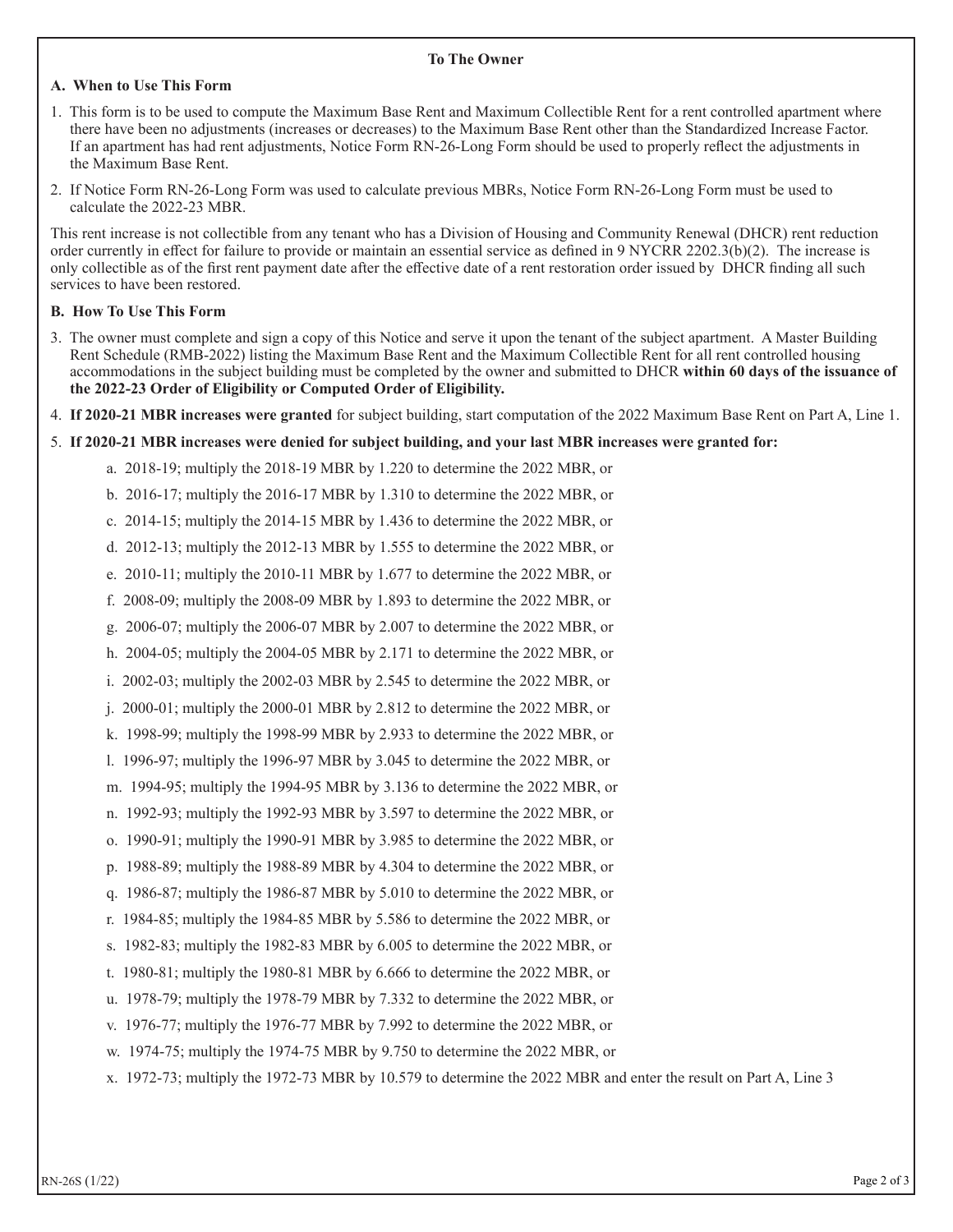## To The Owner

### A. When to Use This Form

1. This form is to be used to compute the Maximum Base Rent and Maximum Collectible Rent for a rent controlled apartment where there have been no adjustments (increases or decreases) to the Maximum Base Rent other than the Standardized Increase Factor. If an apartment has had rent adjustments, Notice Form RN-26-Long Form should be used to properly reflect the adjustments in the Maximum Base Rent.
2. If Notice Form RN-26-Long Form was used to calculate previous MBRs, Notice Form RN-26-Long Form must be used to calculate the 2022-23 MBR.

This rent increase is not collectible from any tenant who has a Division of Housing and Community Renewal (DHCR) rent reduction order currently in effect for failure to provide or maintain an essential service as defined in 9 NYCRR 2202.3(b)(2). The increase is only collectible as of the first rent payment date after the effective date of a rent restoration order issued by DHCR finding all such services to have been restored.

### B. How To Use This Form

3. The owner must complete and sign a copy of this Notice and serve it upon the tenant of the subject apartment. A Master Building Rent Schedule (RMB-2022) listing the Maximum Base Rent and the Maximum Collectible Rent for all rent controlled housing accommodations in the subject building must be completed by the owner and submitted to DHCR **within 60 days of the issuance of the 2022-23 Order of Eligibility or Computed Order of Eligibility.**
4. **If 2020-21 MBR increases were granted** for subject building, start computation of the 2022 Maximum Base Rent on Part A, Line 1.
5. **If 2020-21 MBR increases were denied for subject building, and your last MBR increases were granted for:**
   - a. 2018-19; multiply the 2018-19 MBR by 1.220 to determine the 2022 MBR, or
   - b. 2016-17; multiply the 2016-17 MBR by 1.310 to determine the 2022 MBR, or
   - c. 2014-15; multiply the 2014-15 MBR by 1.436 to determine the 2022 MBR, or
   - d. 2012-13; multiply the 2012-13 MBR by 1.555 to determine the 2022 MBR, or
   - e. 2010-11; multiply the 2010-11 MBR by 1.677 to determine the 2022 MBR, or
   - f. 2008-09; multiply the 2008-09 MBR by 1.893 to determine the 2022 MBR, or
   - g. 2006-07; multiply the 2006-07 MBR by 2.007 to determine the 2022 MBR, or
   - h. 2004-05; multiply the 2004-05 MBR by 2.171 to determine the 2022 MBR, or
   - i. 2002-03; multiply the 2002-03 MBR by 2.545 to determine the 2022 MBR, or
   - j. 2000-01; multiply the 2000-01 MBR by 2.812 to determine the 2022 MBR, or
   - k. 1998-99; multiply the 1998-99 MBR by 2.933 to determine the 2022 MBR, or
   - l. 1996-97; multiply the 1996-97 MBR by 3.045 to determine the 2022 MBR, or
   - m. 1994-95; multiply the 1994-95 MBR by 3.136 to determine the 2022 MBR, or
   - n. 1992-93; multiply the 1992-93 MBR by 3.597 to determine the 2022 MBR, or
   - o. 1990-91; multiply the 1990-91 MBR by 3.985 to determine the 2022 MBR, or
   - p. 1988-89; multiply the 1988-89 MBR by 4.304 to determine the 2022 MBR, or
   - q. 1986-87; multiply the 1986-87 MBR by 5.010 to determine the 2022 MBR, or
   - r. 1984-85; multiply the 1984-85 MBR by 5.586 to determine the 2022 MBR, or
   - s. 1982-83; multiply the 1982-83 MBR by 6.005 to determine the 2022 MBR, or
   - t. 1980-81; multiply the 1980-81 MBR by 6.666 to determine the 2022 MBR, or
   - u. 1978-79; multiply the 1978-79 MBR by 7.332 to determine the 2022 MBR, or
   - v. 1976-77; multiply the 1976-77 MBR by 7.992 to determine the 2022 MBR, or
   - w. 1974-75; multiply the 1974-75 MBR by 9.750 to determine the 2022 MBR, or
   - x. 1972-73; multiply the 1972-73 MBR by 10.579 to determine the 2022 MBR and enter the result on Part A, Line 3

RN-26S (1/22)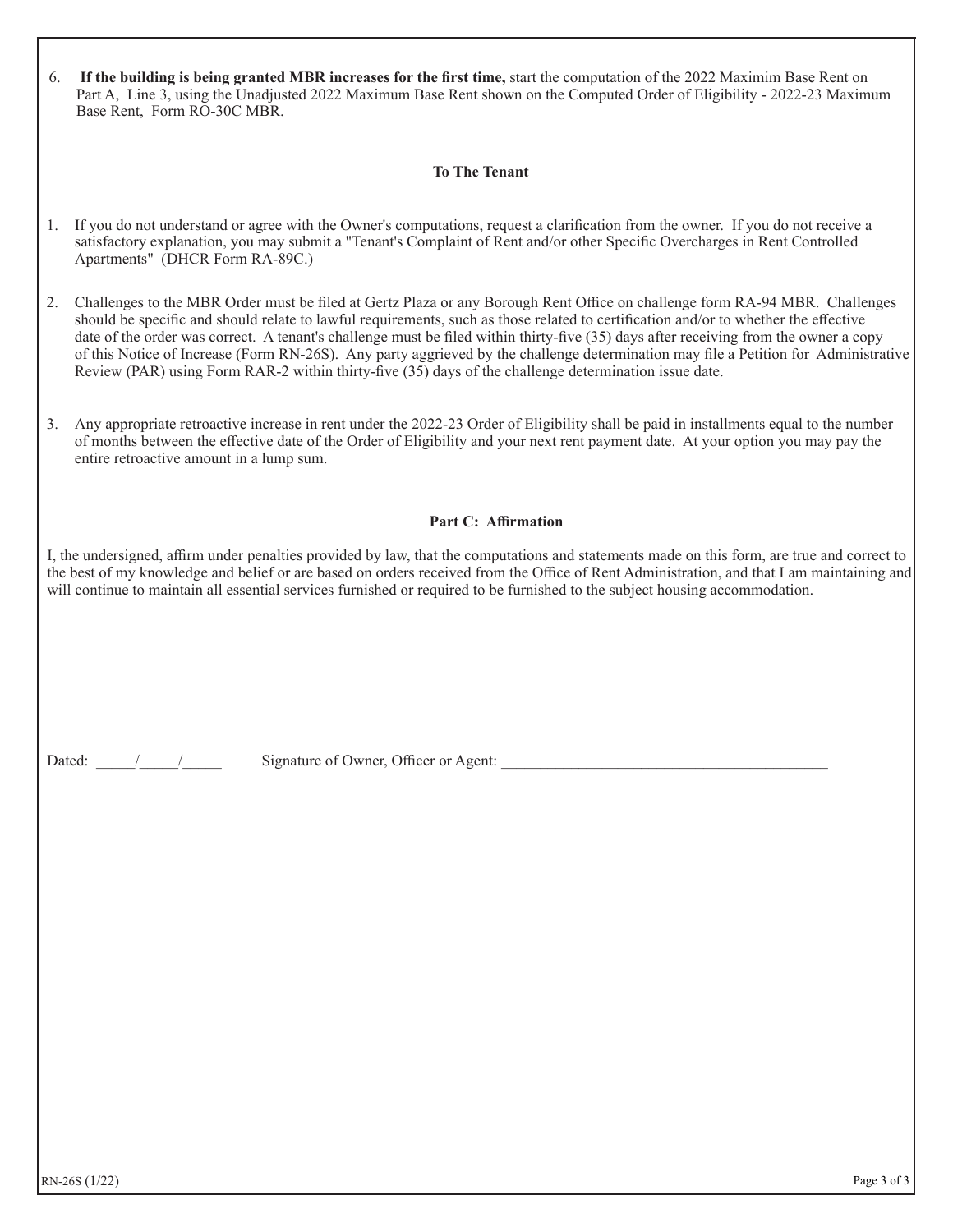6. **If the building is being granted MBR increases for the first time,** start the computation of the 2022 Maximim Base Rent on Part A, Line 3, using the Unadjusted 2022 Maximum Base Rent shown on the Computed Order of Eligibility - 2022-23 Maximum Base Rent, Form RO-30C MBR.

### To The Tenant

1. If you do not understand or agree with the Owner's computations, request a clarification from the owner. If you do not receive a satisfactory explanation, you may submit a "Tenant's Complaint of Rent and/or other Specific Overcharges in Rent Controlled Apartments" (DHCR Form RA-89C.)

2. Challenges to the MBR Order must be filed at Gertz Plaza or any Borough Rent Office on challenge form RA-94 MBR. Challenges should be specific and should relate to lawful requirements, such as those related to certification and/or to whether the effective date of the order was correct. A tenant's challenge must be filed within thirty-five (35) days after receiving from the owner a copy of this Notice of Increase (Form RN-26S). Any party aggrieved by the challenge determination may file a Petition for Administrative Review (PAR) using Form RAR-2 within thirty-five (35) days of the challenge determination issue date.

3. Any appropriate retroactive increase in rent under the 2022-23 Order of Eligibility shall be paid in installments equal to the number of months between the effective date of the Order of Eligibility and your next rent payment date. At your option you may pay the entire retroactive amount in a lump sum.

### Part C: Affirmation

I, the undersigned, affirm under penalties provided by law, that the computations and statements made on this form, are true and correct to the best of my knowledge and belief or are based on orders received from the Office of Rent Administration, and that I am maintaining and will continue to maintain all essential services furnished or required to be furnished to the subject housing accommodation.

Dated: _____/_____/_____ Signature of Owner, Officer or Agent: ___________________________________________

RN-26S (1/22)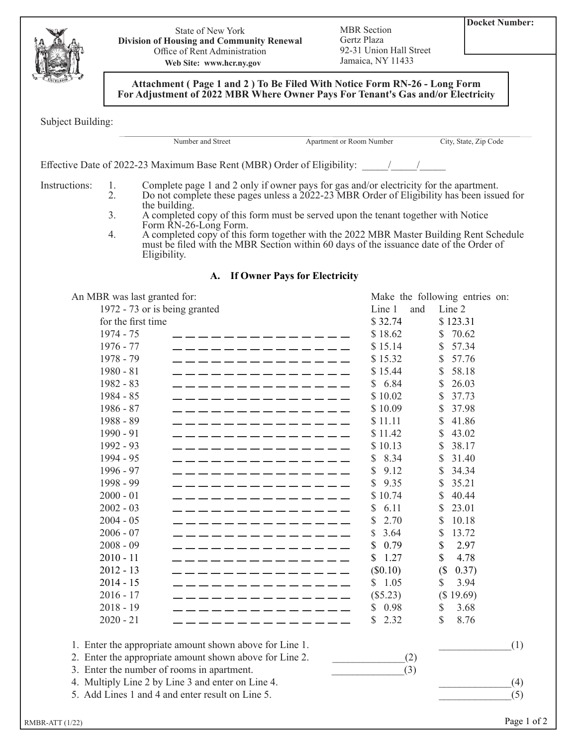State of New York
**Division of Housing and Community Renewal**
Office of Rent Administration
**Web Site: www.hcr.ny.gov**

MBR Section
Gertz Plaza
92-31 Union Hall Street
Jamaica, NY 11433

**Docket Number:**

**Attachment ( Page 1 and 2 ) To Be Filed With Notice Form RN-26 - Long Form For Adjustment of 2022 MBR Where Owner Pays For Tenant's Gas and/or Electricity**

Subject Building: ______________________________________________

Number and Street | Apartment or Room Number | City, State, Zip Code

Effective Date of 2022-23 Maximum Base Rent (MBR) Order of Eligibility: _____/_____/_____

Instructions:

1. Complete page 1 and 2 only if owner pays for gas and/or electricity for the apartment.
2. Do not complete these pages unless a 2022-23 MBR Order of Eligibility has been issued for the building.
3. A completed copy of this form must be served upon the tenant together with Notice Form RN-26-Long Form.
4. A completed copy of this form together with the 2022 MBR Master Building Rent Schedule must be filed with the MBR Section within 60 days of the issuance date of the Order of Eligibility.

## A. If Owner Pays for Electricity

| An MBR was last granted for: | Make the following entries on: Line 1 | and Line 2 |
|---|---|---|
| 1972 - 73 or is being granted for the first time | $ 32.74 | $ 123.31 |
| 1974 - 75 | $ 18.62 | $ 70.62 |
| 1976 - 77 | $ 15.14 | $ 57.34 |
| 1978 - 79 | $ 15.32 | $ 57.76 |
| 1980 - 81 | $ 15.44 | $ 58.18 |
| 1982 - 83 | $ 6.84 | $ 26.03 |
| 1984 - 85 | $ 10.02 | $ 37.73 |
| 1986 - 87 | $ 10.09 | $ 37.98 |
| 1988 - 89 | $ 11.11 | $ 41.86 |
| 1990 - 91 | $ 11.42 | $ 43.02 |
| 1992 - 93 | $ 10.13 | $ 38.17 |
| 1994 - 95 | $ 8.34 | $ 31.40 |
| 1996 - 97 | $ 9.12 | $ 34.34 |
| 1998 - 99 | $ 9.35 | $ 35.21 |
| 2000 - 01 | $ 10.74 | $ 40.44 |
| 2002 - 03 | $ 6.11 | $ 23.01 |
| 2004 - 05 | $ 2.70 | $ 10.18 |
| 2006 - 07 | $ 3.64 | $ 13.72 |
| 2008 - 09 | $ 0.79 | $ 2.97 |
| 2010 - 11 | $ 1.27 | $ 4.78 |
| 2012 - 13 | ($0.10) | ($ 0.37) |
| 2014 - 15 | $ 1.05 | $ 3.94 |
| 2016 - 17 | ($5.23) | ($ 19.69) |
| 2018 - 19 | $ 0.98 | $ 3.68 |
| 2020 - 21 | $ 2.32 | $ 8.76 |

1. Enter the appropriate amount shown above for Line 1. ______________(1)
2. Enter the appropriate amount shown above for Line 2. ______________(2)
3. Enter the number of rooms in apartment. ______________(3)
4. Multiply Line 2 by Line 3 and enter on Line 4. ______________(4)
5. Add Lines 1 and 4 and enter result on Line 5. ______________(5)

RMBR-ATT (1/22)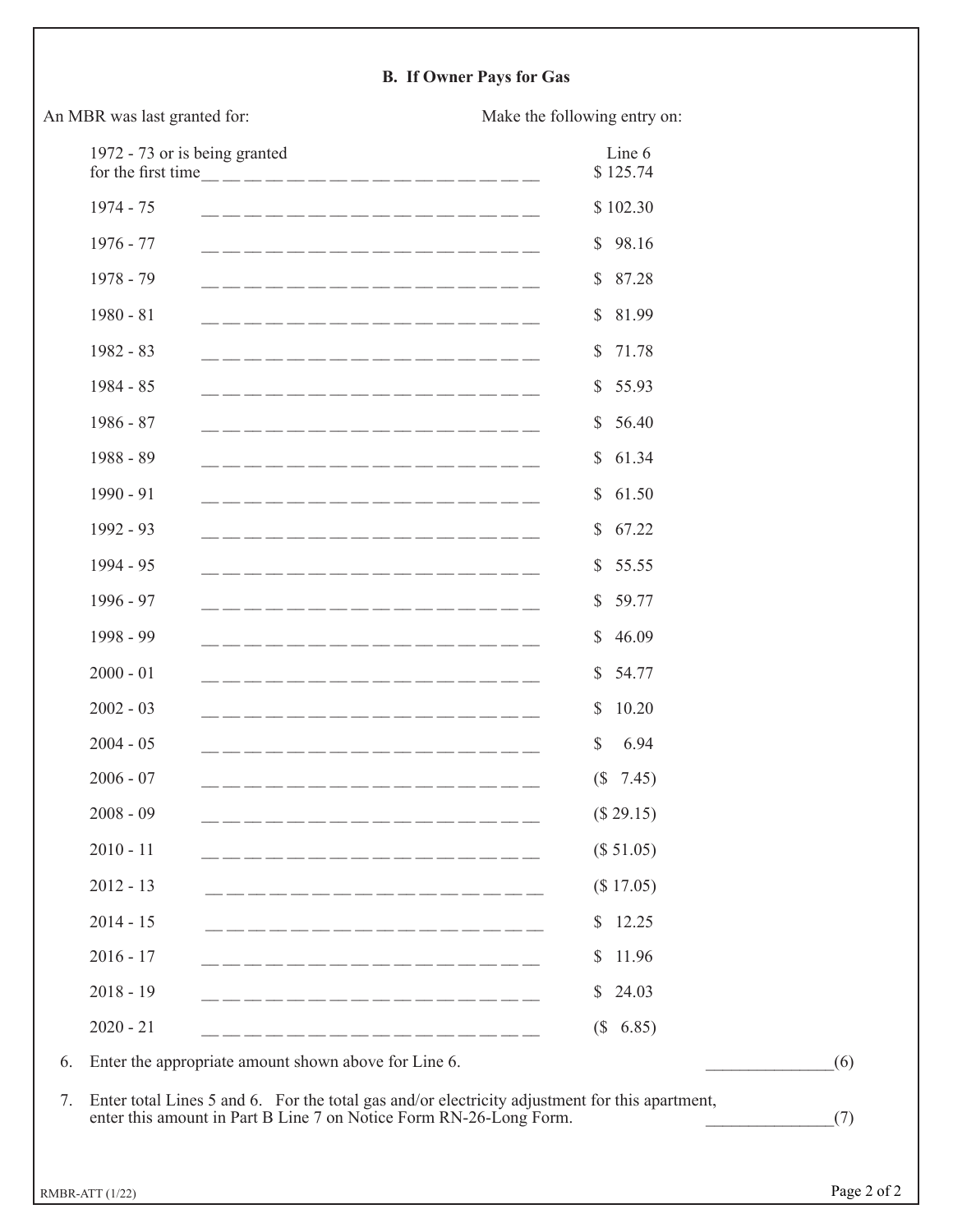### B. If Owner Pays for Gas

| An MBR was last granted for: | Make the following entry on: Line 6 |
|---|---|
| 1972 - 73 or is being granted for the first time | $ 125.74 |
| 1974 - 75 | $ 102.30 |
| 1976 - 77 | $ 98.16 |
| 1978 - 79 | $ 87.28 |
| 1980 - 81 | $ 81.99 |
| 1982 - 83 | $ 71.78 |
| 1984 - 85 | $ 55.93 |
| 1986 - 87 | $ 56.40 |
| 1988 - 89 | $ 61.34 |
| 1990 - 91 | $ 61.50 |
| 1992 - 93 | $ 67.22 |
| 1994 - 95 | $ 55.55 |
| 1996 - 97 | $ 59.77 |
| 1998 - 99 | $ 46.09 |
| 2000 - 01 | $ 54.77 |
| 2002 - 03 | $ 10.20 |
| 2004 - 05 | $ 6.94 |
| 2006 - 07 | ($ 7.45) |
| 2008 - 09 | ($ 29.15) |
| 2010 - 11 | ($ 51.05) |
| 2012 - 13 | ($ 17.05) |
| 2014 - 15 | $ 12.25 |
| 2016 - 17 | $ 11.96 |
| 2018 - 19 | $ 24.03 |
| 2020 - 21 | ($ 6.85) |

6. Enter the appropriate amount shown above for Line 6. _______________(6)

7. Enter total Lines 5 and 6. For the total gas and/or electricity adjustment for this apartment, enter this amount in Part B Line 7 on Notice Form RN-26-Long Form. _______________(7)

RMBR-ATT (1/22)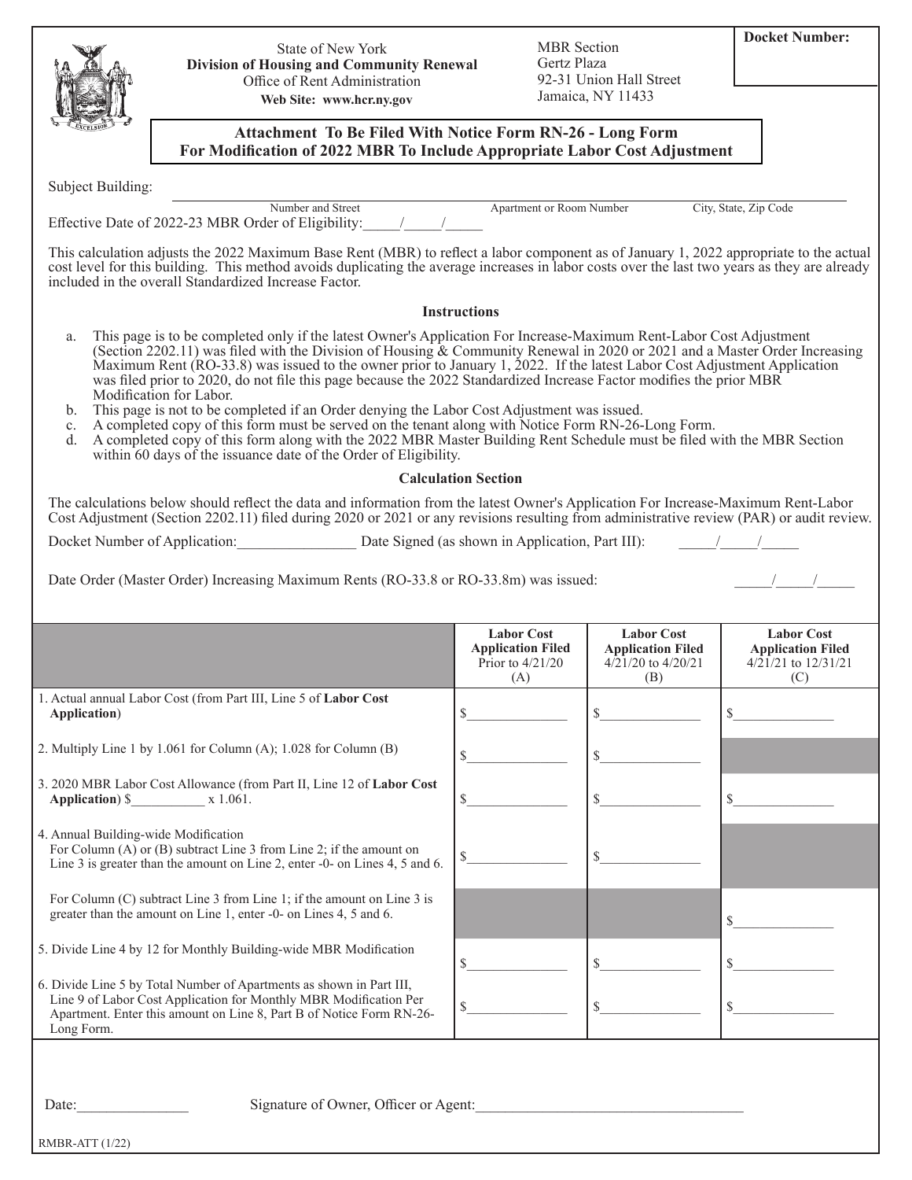State of New York
**Division of Housing and Community Renewal**
Office of Rent Administration
**Web Site: www.hcr.ny.gov**

MBR Section
Gertz Plaza
92-31 Union Hall Street
Jamaica, NY 11433

**Docket Number:**

## Attachment To Be Filed With Notice Form RN-26 - Long Form For Modification of 2022 MBR To Include Appropriate Labor Cost Adjustment

Subject Building: \_\_\_\_\_\_\_\_\_\_\_\_\_\_\_\_\_\_\_\_\_\_\_\_\_\_\_\_\_\_\_\_\_\_\_\_\_\_\_\_\_\_\_\_\_\_\_\_\_\_\_\_\_\_\_\_\_\_\_\_
Number and Street / Apartment or Room Number / City, State, Zip Code

Effective Date of 2022-23 MBR Order of Eligibility:\_\_\_\_\_/\_\_\_\_\_/\_\_\_\_\_

This calculation adjusts the 2022 Maximum Base Rent (MBR) to reflect a labor component as of January 1, 2022 appropriate to the actual cost level for this building. This method avoids duplicating the average increases in labor costs over the last two years as they are already included in the overall Standardized Increase Factor.

### Instructions

a. This page is to be completed only if the latest Owner's Application For Increase-Maximum Rent-Labor Cost Adjustment (Section 2202.11) was filed with the Division of Housing & Community Renewal in 2020 or 2021 and a Master Order Increasing Maximum Rent (RO-33.8) was issued to the owner prior to January 1, 2022. If the latest Labor Cost Adjustment Application was filed prior to 2020, do not file this page because the 2022 Standardized Increase Factor modifies the prior MBR Modification for Labor.
b. This page is not to be completed if an Order denying the Labor Cost Adjustment was issued.
c. A completed copy of this form must be served on the tenant along with Notice Form RN-26-Long Form.
d. A completed copy of this form along with the 2022 MBR Master Building Rent Schedule must be filed with the MBR Section within 60 days of the issuance date of the Order of Eligibility.

### Calculation Section

The calculations below should reflect the data and information from the latest Owner's Application For Increase-Maximum Rent-Labor Cost Adjustment (Section 2202.11) filed during 2020 or 2021 or any revisions resulting from administrative review (PAR) or audit review.

Docket Number of Application:\_\_\_\_\_\_\_\_\_\_\_\_\_\_\_\_ Date Signed (as shown in Application, Part III): \_\_\_\_\_/\_\_\_\_\_/\_\_\_\_\_

Date Order (Master Order) Increasing Maximum Rents (RO-33.8 or RO-33.8m) was issued: \_\_\_\_\_/\_\_\_\_\_/\_\_\_\_\_

| | **Labor Cost Application Filed** Prior to 4/21/20 (A) | **Labor Cost Application Filed** 4/21/20 to 4/20/21 (B) | **Labor Cost Application Filed** 4/21/21 to 12/31/21 (C) |
|---|---|---|---|
| 1. Actual annual Labor Cost (from Part III, Line 5 of **Labor Cost Application**) | $\_\_\_\_\_\_\_\_\_\_ | $\_\_\_\_\_\_\_\_\_\_ | $\_\_\_\_\_\_\_\_\_\_ |
| 2. Multiply Line 1 by 1.061 for Column (A); 1.028 for Column (B) | $\_\_\_\_\_\_\_\_\_\_ | $\_\_\_\_\_\_\_\_\_\_ | |
| 3. 2020 MBR Labor Cost Allowance (from Part II, Line 12 of **Labor Cost Application**) $\_\_\_\_\_\_\_\_\_\_ x 1.061. | $\_\_\_\_\_\_\_\_\_\_ | $\_\_\_\_\_\_\_\_\_\_ | $\_\_\_\_\_\_\_\_\_\_ |
| 4. Annual Building-wide Modification For Column (A) or (B) subtract Line 3 from Line 2; if the amount on Line 3 is greater than the amount on Line 2, enter -0- on Lines 4, 5 and 6. | $\_\_\_\_\_\_\_\_\_\_ | $\_\_\_\_\_\_\_\_\_\_ | |
| For Column (C) subtract Line 3 from Line 1; if the amount on Line 3 is greater than the amount on Line 1, enter -0- on Lines 4, 5 and 6. | | | $\_\_\_\_\_\_\_\_\_\_ |
| 5. Divide Line 4 by 12 for Monthly Building-wide MBR Modification | $\_\_\_\_\_\_\_\_\_\_ | $\_\_\_\_\_\_\_\_\_\_ | $\_\_\_\_\_\_\_\_\_\_ |
| 6. Divide Line 5 by Total Number of Apartments as shown in Part III, Line 9 of Labor Cost Application for Monthly MBR Modification Per Apartment. Enter this amount on Line 8, Part B of Notice Form RN-26-Long Form. | $\_\_\_\_\_\_\_\_\_\_ | $\_\_\_\_\_\_\_\_\_\_ | $\_\_\_\_\_\_\_\_\_\_ |

Date:\_\_\_\_\_\_\_\_\_\_\_\_\_\_\_ Signature of Owner, Officer or Agent:\_\_\_\_\_\_\_\_\_\_\_\_\_\_\_\_\_\_\_\_\_\_\_\_\_\_\_\_\_\_\_\_\_\_\_

RMBR-ATT (1/22)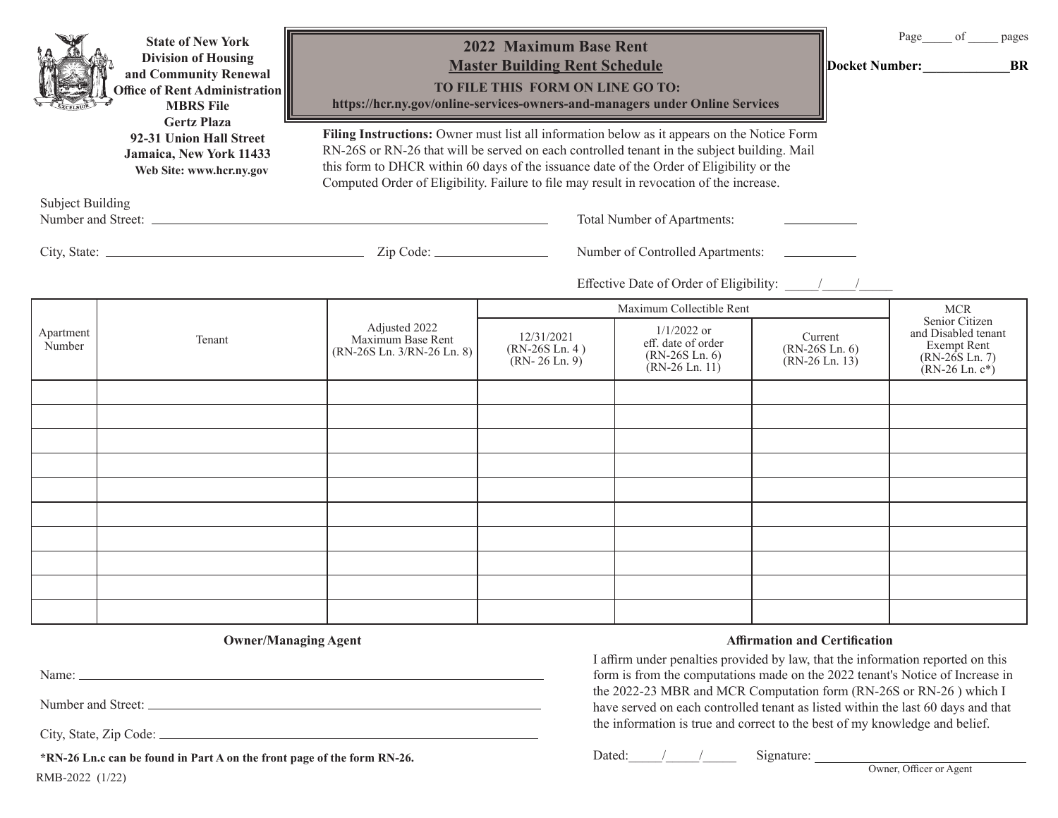State of New York
Division of Housing
and Community Renewal
Office of Rent Administration
MBRS File
Gertz Plaza
92-31 Union Hall Street
Jamaica, New York 11433
Web Site: www.hcr.ny.gov

# 2022 Maximum Base Rent

## Master Building Rent Schedule

**TO FILE THIS FORM ON LINE GO TO:**
**https://hcr.ny.gov/online-services-owners-and-managers under Online Services**

Page_____ of _____ pages

**Docket Number:_____________BR**

**Filing Instructions:** Owner must list all information below as it appears on the Notice Form RN-26S or RN-26 that will be served on each controlled tenant in the subject building. Mail this form to DHCR within 60 days of the issuance date of the Order of Eligibility or the Computed Order of Eligibility. Failure to file may result in revocation of the increase.

Subject Building
Number and Street: ______________________________

City, State: ______________________ Zip Code: ______________

Total Number of Apartments: __________

Number of Controlled Apartments: __________

Effective Date of Order of Eligibility: _____/_____/_____

| Apartment Number | Tenant | Adjusted 2022 Maximum Base Rent (RN-26S Ln. 3/RN-26 Ln. 8) | Maximum Collectible Rent | | | MCR Senior Citizen and Disabled tenant Exempt Rent (RN-26S Ln. 7) (RN-26 Ln. c*) |
|---|---|---|---|---|---|---|
| | | | 12/31/2021 (RN-26S Ln. 4 ) (RN- 26 Ln. 9) | 1/1/2022 or eff. date of order (RN-26S Ln. 6) (RN-26 Ln. 11) | Current (RN-26S Ln. 6) (RN-26 Ln. 13) | |
| | | | | | | |
| | | | | | | |
| | | | | | | |
| | | | | | | |
| | | | | | | |
| | | | | | | |
| | | | | | | |
| | | | | | | |
| | | | | | | |
| | | | | | | |

**Owner/Managing Agent**

Name: ______________________________

Number and Street: ______________________________

City, State, Zip Code: ______________________________

**\*RN-26 Ln.c can be found in Part A on the front page of the form RN-26.**

RMB-2022 (1/22)

**Affirmation and Certification**

I affirm under penalties provided by law, that the information reported on this form is from the computations made on the 2022 tenant's Notice of Increase in the 2022-23 MBR and MCR Computation form (RN-26S or RN-26 ) which I have served on each controlled tenant as listed within the last 60 days and that the information is true and correct to the best of my knowledge and belief.

Dated:_____/_____/_____ Signature: ______________________
Owner, Officer or Agent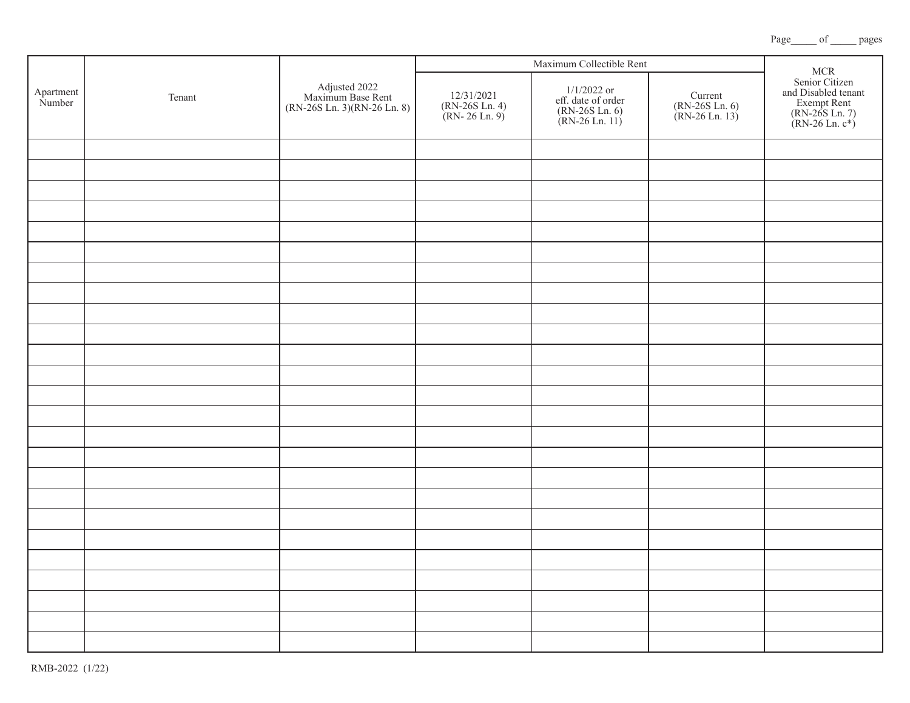Page_____ of _____ pages

| Apartment Number | Tenant | Adjusted 2022 Maximum Base Rent (RN-26S Ln. 3)(RN-26 Ln. 8) | Maximum Collectible Rent | | | MCR Senior Citizen and Disabled tenant Exempt Rent (RN-26S Ln. 7) (RN-26 Ln. c*) |
|---|---|---|---|---|---|---|
| | | | 12/31/2021 (RN-26S Ln. 4) (RN- 26 Ln. 9) | 1/1/2022 or eff. date of order (RN-26S Ln. 6) (RN-26 Ln. 11) | Current (RN-26S Ln. 6) (RN-26 Ln. 13) | |
| | | | | | | |
| | | | | | | |
| | | | | | | |
| | | | | | | |
| | | | | | | |
| | | | | | | |
| | | | | | | |
| | | | | | | |
| | | | | | | |
| | | | | | | |
| | | | | | | |
| | | | | | | |
| | | | | | | |
| | | | | | | |
| | | | | | | |
| | | | | | | |
| | | | | | | |
| | | | | | | |
| | | | | | | |
| | | | | | | |
| | | | | | | |
| | | | | | | |
| | | | | | | |
| | | | | | | |
| | | | | | | |

RMB-2022 (1/22)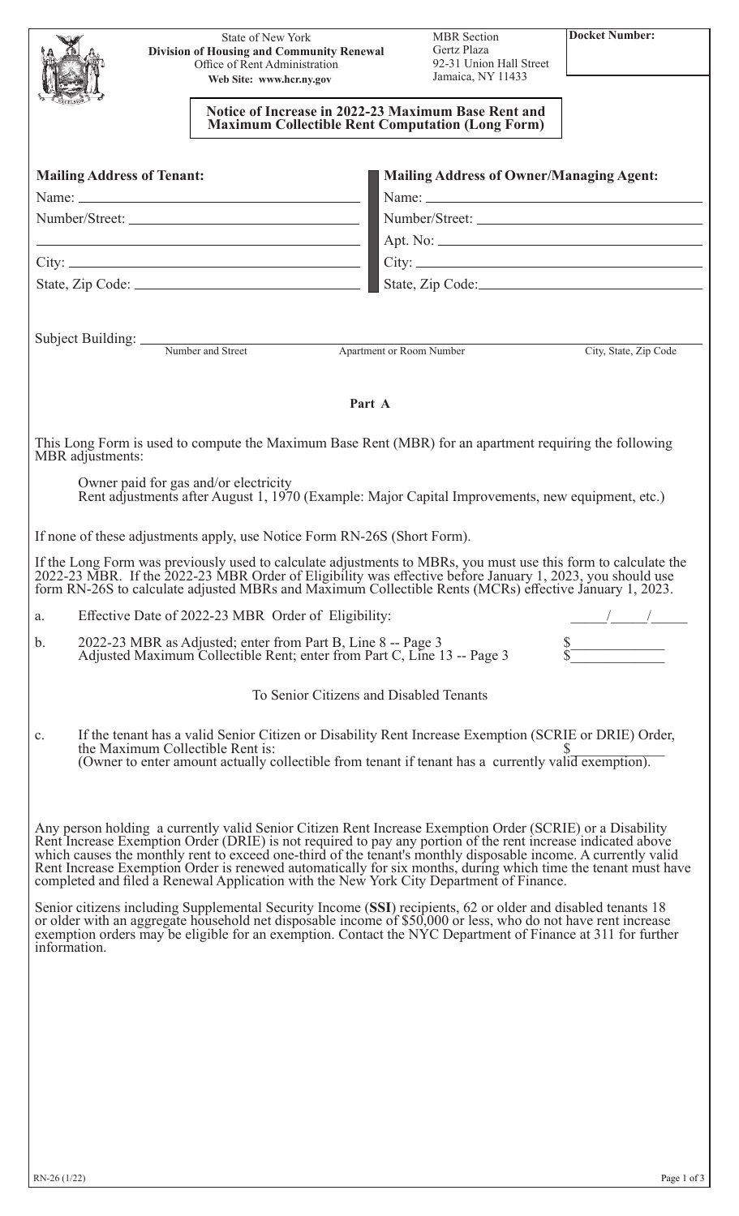State of New York
**Division of Housing and Community Renewal**
Office of Rent Administration
**Web Site: www.hcr.ny.gov**

MBR Section
Gertz Plaza
92-31 Union Hall Street
Jamaica, NY 11433

**Docket Number:**

## Notice of Increase in 2022-23 Maximum Base Rent and Maximum Collectible Rent Computation (Long Form)

| **Mailing Address of Tenant:** | **Mailing Address of Owner/Managing Agent:** |
|---|---|
| Name: ______________________ | Name: ______________________ |
| Number/Street: ______________________ | Number/Street: ______________________ |
| ______________________ | Apt. No: ______________________ |
| City: ______________________ | City: ______________________ |
| State, Zip Code: ______________________ | State, Zip Code: ______________________ |

Subject Building: ______________________
Number and Street — Apartment or Room Number — City, State, Zip Code

### Part A

This Long Form is used to compute the Maximum Base Rent (MBR) for an apartment requiring the following MBR adjustments:

Owner paid for gas and/or electricity
Rent adjustments after August 1, 1970 (Example: Major Capital Improvements, new equipment, etc.)

If none of these adjustments apply, use Notice Form RN-26S (Short Form).

If the Long Form was previously used to calculate adjustments to MBRs, you must use this form to calculate the 2022-23 MBR. If the 2022-23 MBR Order of Eligibility was effective before January 1, 2023, you should use form RN-26S to calculate adjusted MBRs and Maximum Collectible Rents (MCRs) effective January 1, 2023.

a. Effective Date of 2022-23 MBR Order of Eligibility: _____/_____/_____

b. 2022-23 MBR as Adjusted; enter from Part B, Line 8 -- Page 3 $____________
Adjusted Maximum Collectible Rent; enter from Part C, Line 13 -- Page 3 $____________

To Senior Citizens and Disabled Tenants

c. If the tenant has a valid Senior Citizen or Disability Rent Increase Exemption (SCRIE or DRIE) Order, the Maximum Collectible Rent is: $____________
(Owner to enter amount actually collectible from tenant if tenant has a currently valid exemption).

Any person holding a currently valid Senior Citizen Rent Increase Exemption Order (SCRIE) or a Disability Rent Increase Exemption Order (DRIE) is not required to pay any portion of the rent increase indicated above which causes the monthly rent to exceed one-third of the tenant's monthly disposable income. A currently valid Rent Increase Exemption Order is renewed automatically for six months, during which time the tenant must have completed and filed a Renewal Application with the New York City Department of Finance.

Senior citizens including Supplemental Security Income (**SSI**) recipients, 62 or older and disabled tenants 18 or older with an aggregate household net disposable income of $50,000 or less, who do not have rent increase exemption orders may be eligible for an exemption. Contact the NYC Department of Finance at 311 for further information.

RN-26 (1/22)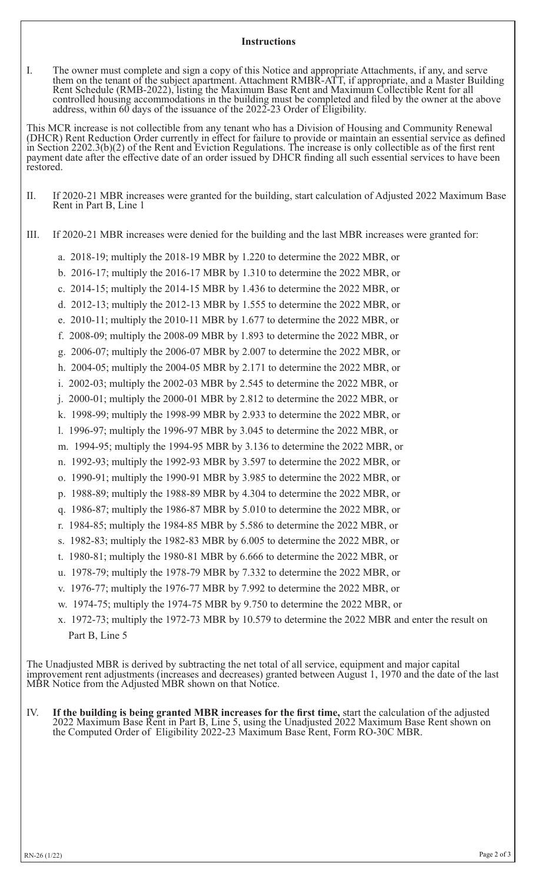## Instructions

I. The owner must complete and sign a copy of this Notice and appropriate Attachments, if any, and serve them on the tenant of the subject apartment. Attachment RMBR-ATT, if appropriate, and a Master Building Rent Schedule (RMB-2022), listing the Maximum Base Rent and Maximum Collectible Rent for all controlled housing accommodations in the building must be completed and filed by the owner at the above address, within 60 days of the issuance of the 2022-23 Order of Eligibility.

This MCR increase is not collectible from any tenant who has a Division of Housing and Community Renewal (DHCR) Rent Reduction Order currently in effect for failure to provide or maintain an essential service as defined in Section 2202.3(b)(2) of the Rent and Eviction Regulations. The increase is only collectible as of the first rent payment date after the effective date of an order issued by DHCR finding all such essential services to have been restored.

II. If 2020-21 MBR increases were granted for the building, start calculation of Adjusted 2022 Maximum Base Rent in Part B, Line 1

III. If 2020-21 MBR increases were denied for the building and the last MBR increases were granted for:

a. 2018-19; multiply the 2018-19 MBR by 1.220 to determine the 2022 MBR, or
b. 2016-17; multiply the 2016-17 MBR by 1.310 to determine the 2022 MBR, or
c. 2014-15; multiply the 2014-15 MBR by 1.436 to determine the 2022 MBR, or
d. 2012-13; multiply the 2012-13 MBR by 1.555 to determine the 2022 MBR, or
e. 2010-11; multiply the 2010-11 MBR by 1.677 to determine the 2022 MBR, or
f. 2008-09; multiply the 2008-09 MBR by 1.893 to determine the 2022 MBR, or
g. 2006-07; multiply the 2006-07 MBR by 2.007 to determine the 2022 MBR, or
h. 2004-05; multiply the 2004-05 MBR by 2.171 to determine the 2022 MBR, or
i. 2002-03; multiply the 2002-03 MBR by 2.545 to determine the 2022 MBR, or
j. 2000-01; multiply the 2000-01 MBR by 2.812 to determine the 2022 MBR, or
k. 1998-99; multiply the 1998-99 MBR by 2.933 to determine the 2022 MBR, or
l. 1996-97; multiply the 1996-97 MBR by 3.045 to determine the 2022 MBR, or
m. 1994-95; multiply the 1994-95 MBR by 3.136 to determine the 2022 MBR, or
n. 1992-93; multiply the 1992-93 MBR by 3.597 to determine the 2022 MBR, or
o. 1990-91; multiply the 1990-91 MBR by 3.985 to determine the 2022 MBR, or
p. 1988-89; multiply the 1988-89 MBR by 4.304 to determine the 2022 MBR, or
q. 1986-87; multiply the 1986-87 MBR by 5.010 to determine the 2022 MBR, or
r. 1984-85; multiply the 1984-85 MBR by 5.586 to determine the 2022 MBR, or
s. 1982-83; multiply the 1982-83 MBR by 6.005 to determine the 2022 MBR, or
t. 1980-81; multiply the 1980-81 MBR by 6.666 to determine the 2022 MBR, or
u. 1978-79; multiply the 1978-79 MBR by 7.332 to determine the 2022 MBR, or
v. 1976-77; multiply the 1976-77 MBR by 7.992 to determine the 2022 MBR, or
w. 1974-75; multiply the 1974-75 MBR by 9.750 to determine the 2022 MBR, or
x. 1972-73; multiply the 1972-73 MBR by 10.579 to determine the 2022 MBR and enter the result on Part B, Line 5

The Unadjusted MBR is derived by subtracting the net total of all service, equipment and major capital improvement rent adjustments (increases and decreases) granted between August 1, 1970 and the date of the last MBR Notice from the Adjusted MBR shown on that Notice.

IV. **If the building is being granted MBR increases for the first time,** start the calculation of the adjusted 2022 Maximum Base Rent in Part B, Line 5, using the Unadjusted 2022 Maximum Base Rent shown on the Computed Order of Eligibility 2022-23 Maximum Base Rent, Form RO-30C MBR.

RN-26 (1/22)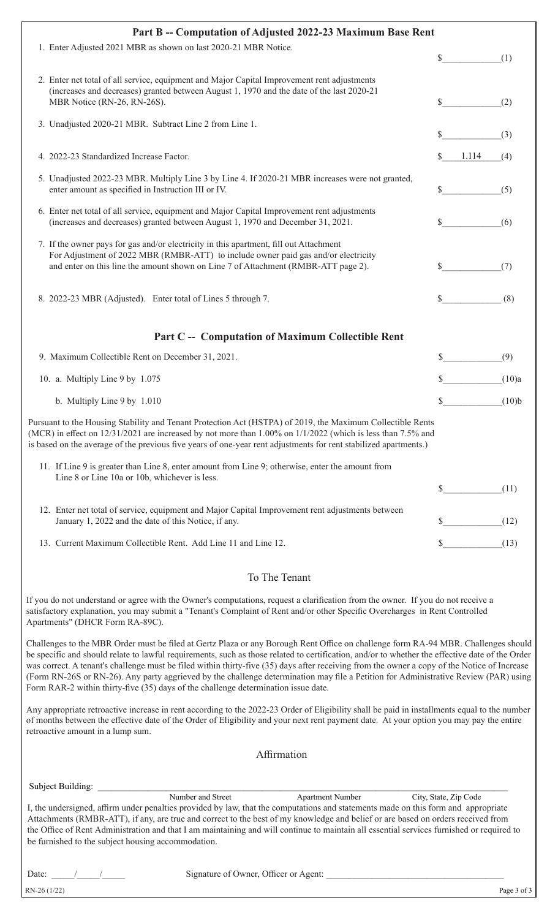## Part B -- Computation of Adjusted 2022-23 Maximum Base Rent

1. Enter Adjusted 2021 MBR as shown on last 2020-21 MBR Notice. $\_\_\_\_\_\_\_\_\_\_\_\_ (1)

2. Enter net total of all service, equipment and Major Capital Improvement rent adjustments (increases and decreases) granted between August 1, 1970 and the date of the last 2020-21 MBR Notice (RN-26, RN-26S). $\_\_\_\_\_\_\_\_\_\_\_\_ (2)

3. Unadjusted 2020-21 MBR. Subtract Line 2 from Line 1. $\_\_\_\_\_\_\_\_\_\_\_\_ (3)

4. 2022-23 Standardized Increase Factor. $ 1.114 (4)

5. Unadjusted 2022-23 MBR. Multiply Line 3 by Line 4. If 2020-21 MBR increases were not granted, enter amount as specified in Instruction III or IV. $\_\_\_\_\_\_\_\_\_\_\_\_ (5)

6. Enter net total of all service, equipment and Major Capital Improvement rent adjustments (increases and decreases) granted between August 1, 1970 and December 31, 2021. $\_\_\_\_\_\_\_\_\_\_\_\_ (6)

7. If the owner pays for gas and/or electricity in this apartment, fill out Attachment For Adjustment of 2022 MBR (RMBR-ATT) to include owner paid gas and/or electricity and enter on this line the amount shown on Line 7 of Attachment (RMBR-ATT page 2). $\_\_\_\_\_\_\_\_\_\_\_\_ (7)

8. 2022-23 MBR (Adjusted). Enter total of Lines 5 through 7. $\_\_\_\_\_\_\_\_\_\_\_\_ (8)

## Part C -- Computation of Maximum Collectible Rent

9. Maximum Collectible Rent on December 31, 2021. $\_\_\_\_\_\_\_\_\_\_\_\_ (9)

10. a. Multiply Line 9 by 1.075 $\_\_\_\_\_\_\_\_\_\_\_\_ (10)a

    b. Multiply Line 9 by 1.010 $\_\_\_\_\_\_\_\_\_\_\_\_ (10)b

Pursuant to the Housing Stability and Tenant Protection Act (HSTPA) of 2019, the Maximum Collectible Rents (MCR) in effect on 12/31/2021 are increased by not more than 1.00% on 1/1/2022 (which is less than 7.5% and is based on the average of the previous five years of one-year rent adjustments for rent stabilized apartments.)

11. If Line 9 is greater than Line 8, enter amount from Line 9; otherwise, enter the amount from Line 8 or Line 10a or 10b, whichever is less. $\_\_\_\_\_\_\_\_\_\_\_\_ (11)

12. Enter net total of service, equipment and Major Capital Improvement rent adjustments between January 1, 2022 and the date of this Notice, if any. $\_\_\_\_\_\_\_\_\_\_\_\_ (12)

13. Current Maximum Collectible Rent. Add Line 11 and Line 12. $\_\_\_\_\_\_\_\_\_\_\_\_ (13)

## To The Tenant

If you do not understand or agree with the Owner's computations, request a clarification from the owner. If you do not receive a satisfactory explanation, you may submit a "Tenant's Complaint of Rent and/or other Specific Overcharges in Rent Controlled Apartments" (DHCR Form RA-89C).

Challenges to the MBR Order must be filed at Gertz Plaza or any Borough Rent Office on challenge form RA-94 MBR. Challenges should be specific and should relate to lawful requirements, such as those related to certification, and/or to whether the effective date of the Order was correct. A tenant's challenge must be filed within thirty-five (35) days after receiving from the owner a copy of the Notice of Increase (Form RN-26S or RN-26). Any party aggrieved by the challenge determination may file a Petition for Administrative Review (PAR) using Form RAR-2 within thirty-five (35) days of the challenge determination issue date.

Any appropriate retroactive increase in rent according to the 2022-23 Order of Eligibility shall be paid in installments equal to the number of months between the effective date of the Order of Eligibility and your next rent payment date. At your option you may pay the entire retroactive amount in a lump sum.

## Affirmation

Subject Building: \_\_\_\_\_\_\_\_\_\_\_\_\_\_\_\_\_\_\_\_\_\_\_\_\_\_\_\_\_\_\_\_\_\_\_\_\_\_\_\_\_\_\_\_
Number and Street | Apartment Number | City, State, Zip Code

I, the undersigned, affirm under penalties provided by law, that the computations and statements made on this form and appropriate Attachments (RMBR-ATT), if any, are true and correct to the best of my knowledge and belief or are based on orders received from the Office of Rent Administration and that I am maintaining and will continue to maintain all essential services furnished or required to be furnished to the subject housing accommodation.

Date: \_\_\_\_/\_\_\_\_/\_\_\_\_ Signature of Owner, Officer or Agent: \_\_\_\_\_\_\_\_\_\_\_\_\_\_\_\_\_\_\_\_\_\_\_\_\_\_\_\_\_\_\_\_

RN-26 (1/22)